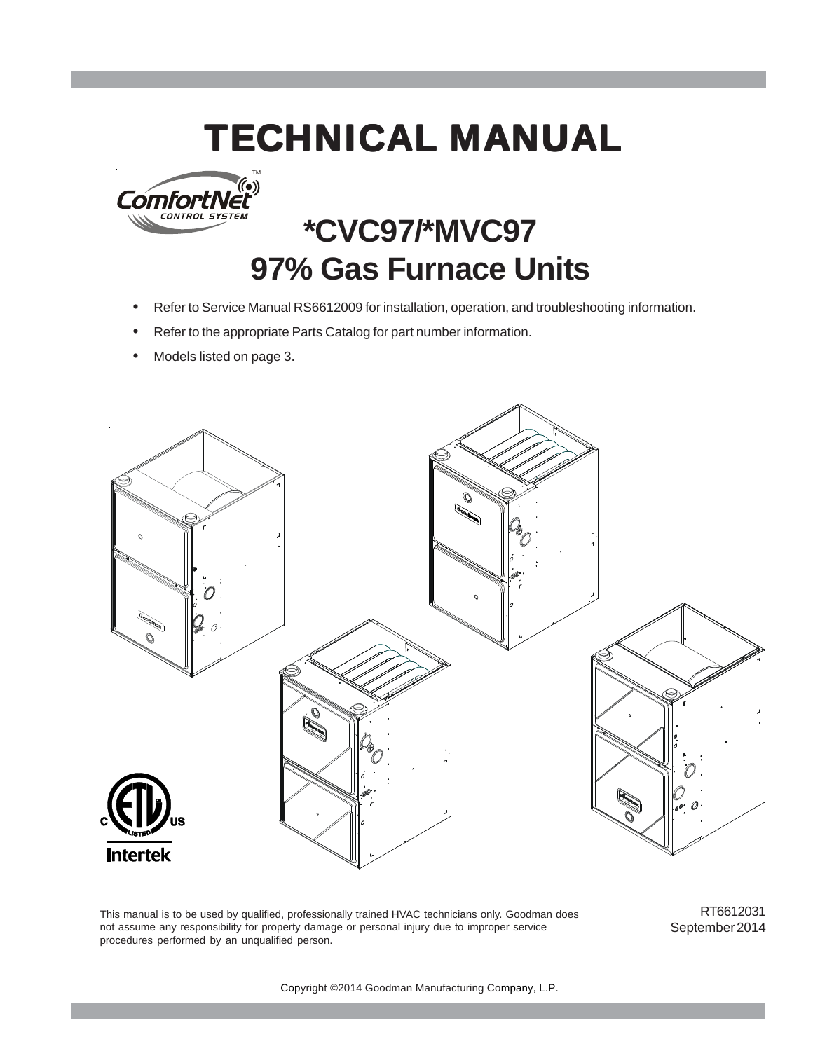# TECHNICAL MANUAL

ComfortNet™ CONTROL SYSTEM

## *CVC97/*MVC97
## 97% Gas Furnace Units

- Refer to Service Manual RS6612009 for installation, operation, and troubleshooting information.
- Refer to the appropriate Parts Catalog for part number information.
- Models listed on page 3.

Intertek

This manual is to be used by qualified, professionally trained HVAC technicians only. Goodman does not assume any responsibility for property damage or personal injury due to improper service procedures performed by an unqualified person.

RT6612031
September 2014

Copyright ©2014 Goodman Manufacturing Company, L.P.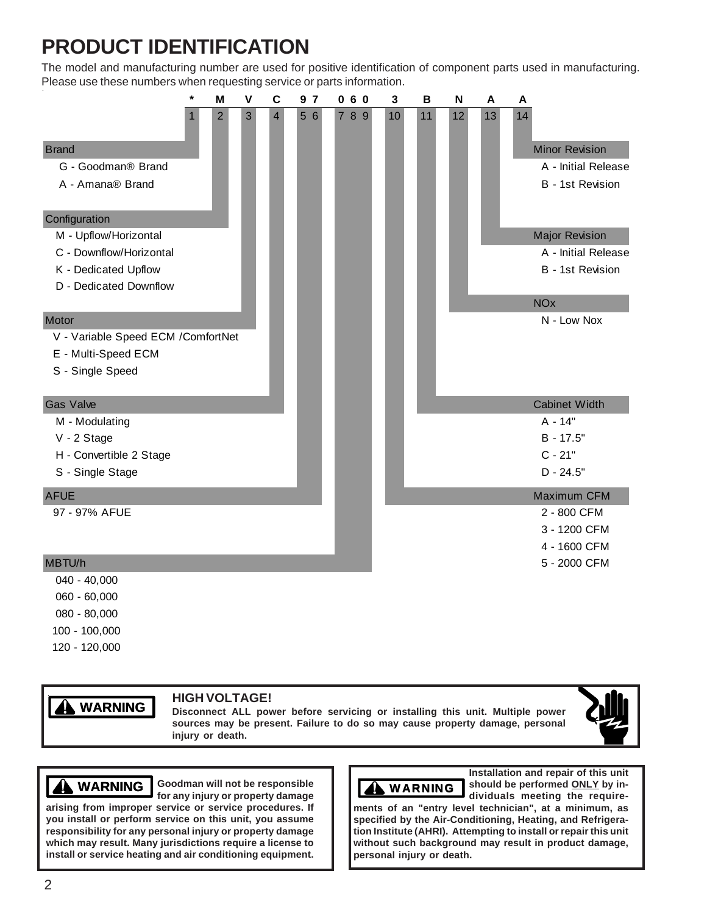# PRODUCT IDENTIFICATION

The model and manufacturing number are used for positive identification of component parts used in manufacturing. Please use these numbers when requesting service or parts information.

| * | M | V | C | 9 7 | 0 6 0 | 3 | B | N | A | A |
|---|---|---|---|---|---|---|---|---|---|---|
| 1 | 2 | 3 | 4 | 5 6 | 7 8 9 | 10 | 11 | 12 | 13 | 14 |

**Brand** (Position 1)
- G - Goodman® Brand
- A - Amana® Brand

**Configuration** (Position 2)
- M - Upflow/Horizontal
- C - Downflow/Horizontal
- K - Dedicated Upflow
- D - Dedicated Downflow

**Motor** (Position 3)
- V - Variable Speed ECM /ComfortNet
- E - Multi-Speed ECM
- S - Single Speed

**Gas Valve** (Position 4)
- M - Modulating
- V - 2 Stage
- H - Convertible 2 Stage
- S - Single Stage

**AFUE** (Positions 5-6)
- 97 - 97% AFUE

**MBTU/h** (Positions 7-9)
- 040 - 40,000
- 060 - 60,000
- 080 - 80,000
- 100 - 100,000
- 120 - 120,000

**Maximum CFM** (Position 10)
- 2 - 800 CFM
- 3 - 1200 CFM
- 4 - 1600 CFM
- 5 - 2000 CFM

**Cabinet Width** (Position 11)
- A - 14"
- B - 17.5"
- C - 21"
- D - 24.5"

**NOx** (Position 12)
- N - Low Nox

**Major Revision** (Position 13)
- A - Initial Release
- B - 1st Revision

**Minor Revision** (Position 14)
- A - Initial Release
- B - 1st Revision

> **⚠ WARNING**
>
> **HIGH VOLTAGE!**
> **Disconnect ALL power before servicing or installing this unit. Multiple power sources may be present. Failure to do so may cause property damage, personal injury or death.**

> **⚠ WARNING**
>
> **Goodman will not be responsible for any injury or property damage arising from improper service or service procedures. If you install or perform service on this unit, you assume responsibility for any personal injury or property damage which may result. Many jurisdictions require a license to install or service heating and air conditioning equipment.**

> **⚠ WARNING**
>
> **Installation and repair of this unit should be performed ONLY by individuals meeting the requirements of an "entry level technician", at a minimum, as specified by the Air-Conditioning, Heating, and Refrigeration Institute (AHRI). Attempting to install or repair this unit without such background may result in product damage, personal injury or death.**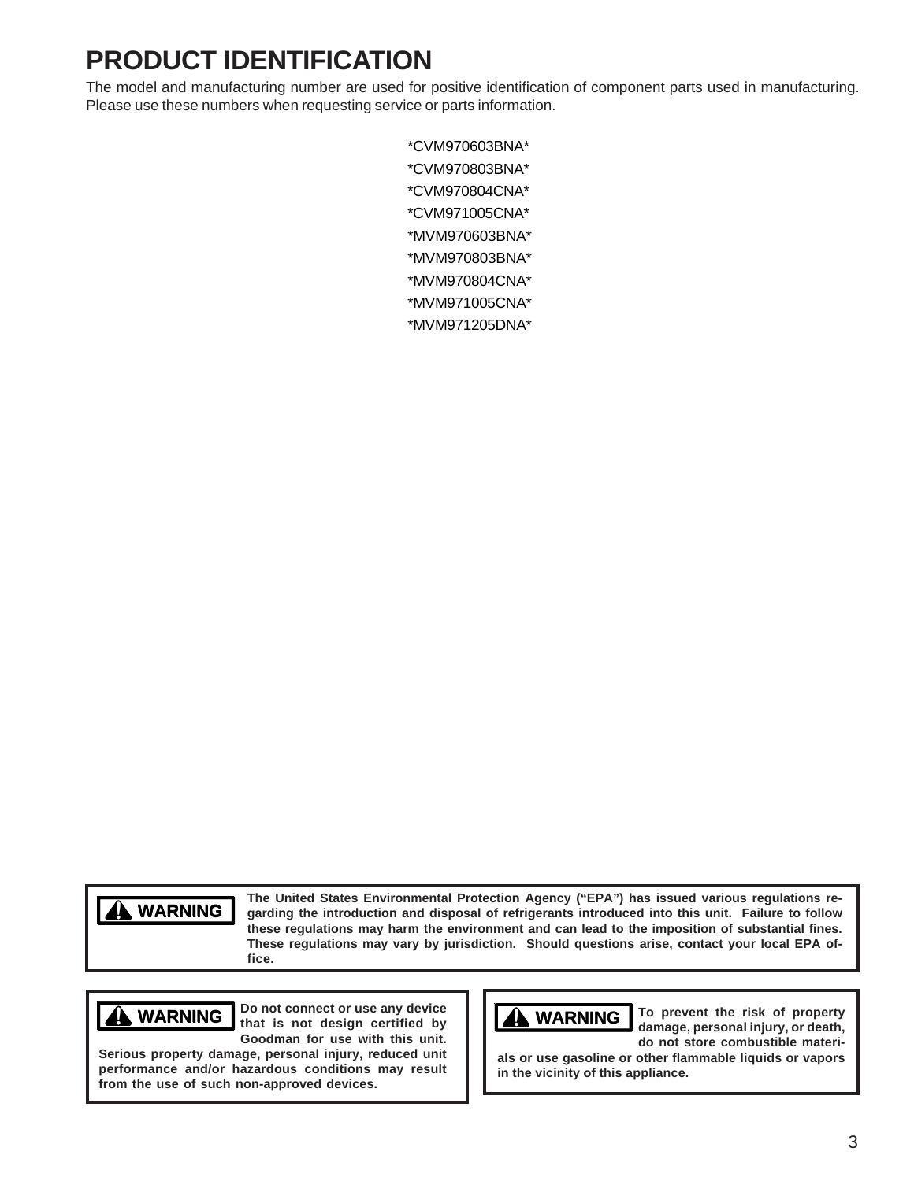# PRODUCT IDENTIFICATION

The model and manufacturing number are used for positive identification of component parts used in manufacturing. Please use these numbers when requesting service or parts information.

*CVM970603BNA*
*CVM970803BNA*
*CVM970804CNA*
*CVM971005CNA*
*MVM970603BNA*
*MVM970803BNA*
*MVM970804CNA*
*MVM971005CNA*
*MVM971205DNA*

**⚠ WARNING**

**The United States Environmental Protection Agency ("EPA") has issued various regulations regarding the introduction and disposal of refrigerants introduced into this unit. Failure to follow these regulations may harm the environment and can lead to the imposition of substantial fines. These regulations may vary by jurisdiction. Should questions arise, contact your local EPA office.**

**⚠ WARNING**

**Do not connect or use any device that is not design certified by Goodman for use with this unit. Serious property damage, personal injury, reduced unit performance and/or hazardous conditions may result from the use of such non-approved devices.**

**⚠ WARNING**

**To prevent the risk of property damage, personal injury, or death, do not store combustible materials or use gasoline or other flammable liquids or vapors in the vicinity of this appliance.**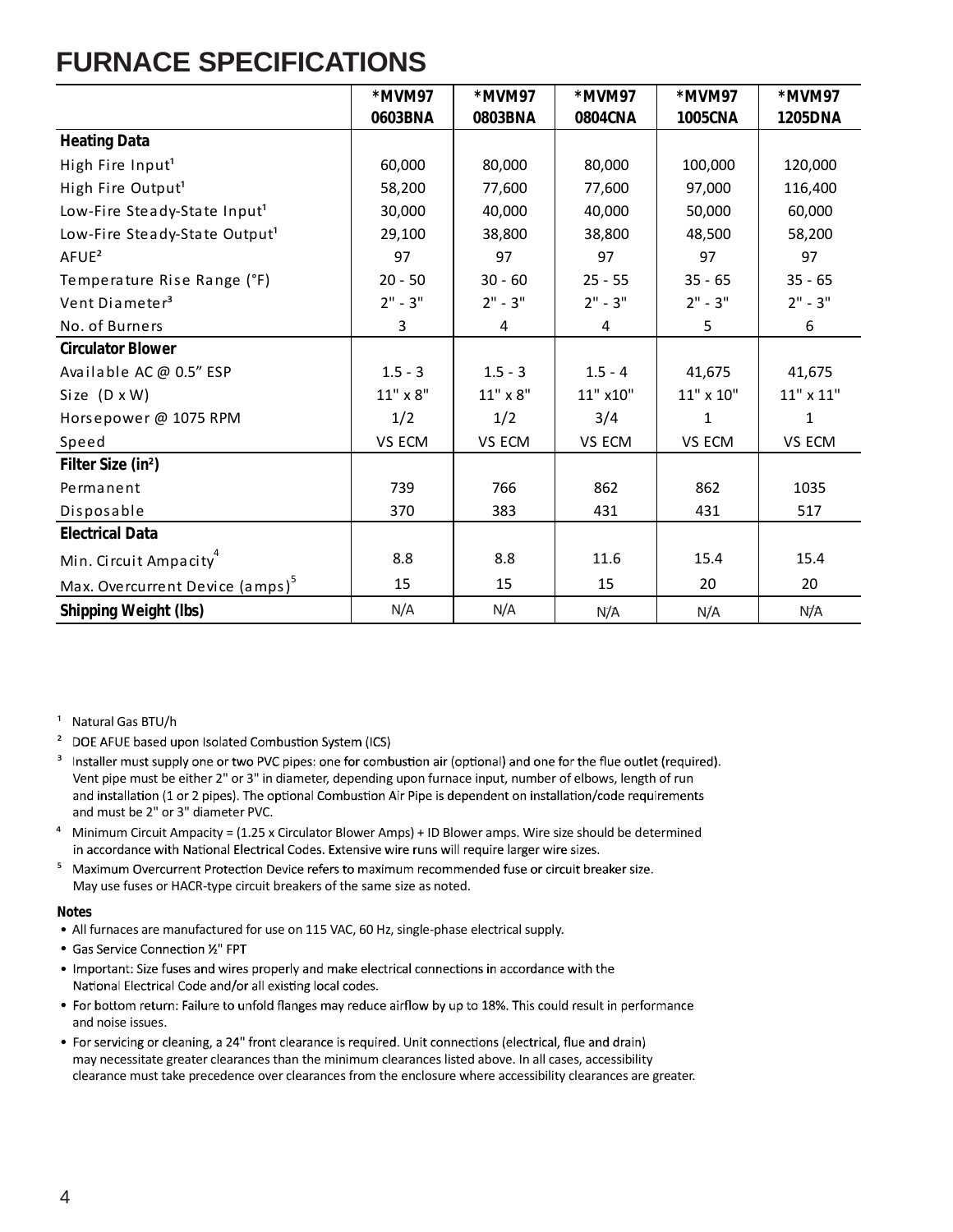# FURNACE SPECIFICATIONS

| | *MVM97 0603BNA | *MVM97 0803BNA | *MVM97 0804CNA | *MVM97 1005CNA | *MVM97 1205DNA |
|---|---|---|---|---|---|
| **Heating Data** | | | | | |
| High Fire Input[1] | 60,000 | 80,000 | 80,000 | 100,000 | 120,000 |
| High Fire Output[1] | 58,200 | 77,600 | 77,600 | 97,000 | 116,400 |
| Low-Fire Steady-State Input[1] | 30,000 | 40,000 | 40,000 | 50,000 | 60,000 |
| Low-Fire Steady-State Output[1] | 29,100 | 38,800 | 38,800 | 48,500 | 58,200 |
| AFUE[2] | 97 | 97 | 97 | 97 | 97 |
| Temperature Rise Range (°F) | 20 - 50 | 30 - 60 | 25 - 55 | 35 - 65 | 35 - 65 |
| Vent Diameter[3] | 2" - 3" | 2" - 3" | 2" - 3" | 2" - 3" | 2" - 3" |
| No. of Burners | 3 | 4 | 4 | 5 | 6 |
| **Circulator Blower** | | | | | |
| Available AC @ 0.5" ESP | 1.5 - 3 | 1.5 - 3 | 1.5 - 4 | 41,675 | 41,675 |
| Size (D x W) | 11" x 8" | 11" x 8" | 11" x10" | 11" x 10" | 11" x 11" |
| Horsepower @ 1075 RPM | 1/2 | 1/2 | 3/4 | 1 | 1 |
| Speed | VS ECM | VS ECM | VS ECM | VS ECM | VS ECM |
| **Filter Size (in²)** | | | | | |
| Permanent | 739 | 766 | 862 | 862 | 1035 |
| Disposable | 370 | 383 | 431 | 431 | 517 |
| **Electrical Data** | | | | | |
| Min. Circuit Ampacity[4] | 8.8 | 8.8 | 11.6 | 15.4 | 15.4 |
| Max. Overcurrent Device (amps)[5] | 15 | 15 | 15 | 20 | 20 |
| **Shipping Weight (lbs)** | N/A | N/A | N/A | N/A | N/A |

[1] Natural Gas BTU/h

[2] DOE AFUE based upon Isolated Combustion System (ICS)

[3] Installer must supply one or two PVC pipes: one for combustion air (optional) and one for the flue outlet (required). Vent pipe must be either 2" or 3" in diameter, depending upon furnace input, number of elbows, length of run and installation (1 or 2 pipes). The optional Combustion Air Pipe is dependent on installation/code requirements and must be 2" or 3" diameter PVC.

[4] Minimum Circuit Ampacity = (1.25 x Circulator Blower Amps) + ID Blower amps. Wire size should be determined in accordance with National Electrical Codes. Extensive wire runs will require larger wire sizes.

[5] Maximum Overcurrent Protection Device refers to maximum recommended fuse or circuit breaker size. May use fuses or HACR-type circuit breakers of the same size as noted.

**Notes**

- All furnaces are manufactured for use on 115 VAC, 60 Hz, single-phase electrical supply.
- Gas Service Connection ½" FPT
- Important: Size fuses and wires properly and make electrical connections in accordance with the National Electrical Code and/or all existing local codes.
- For bottom return: Failure to unfold flanges may reduce airflow by up to 18%. This could result in performance and noise issues.
- For servicing or cleaning, a 24" front clearance is required. Unit connections (electrical, flue and drain) may necessitate greater clearances than the minimum clearances listed above. In all cases, accessibility clearance must take precedence over clearances from the enclosure where accessibility clearances are greater.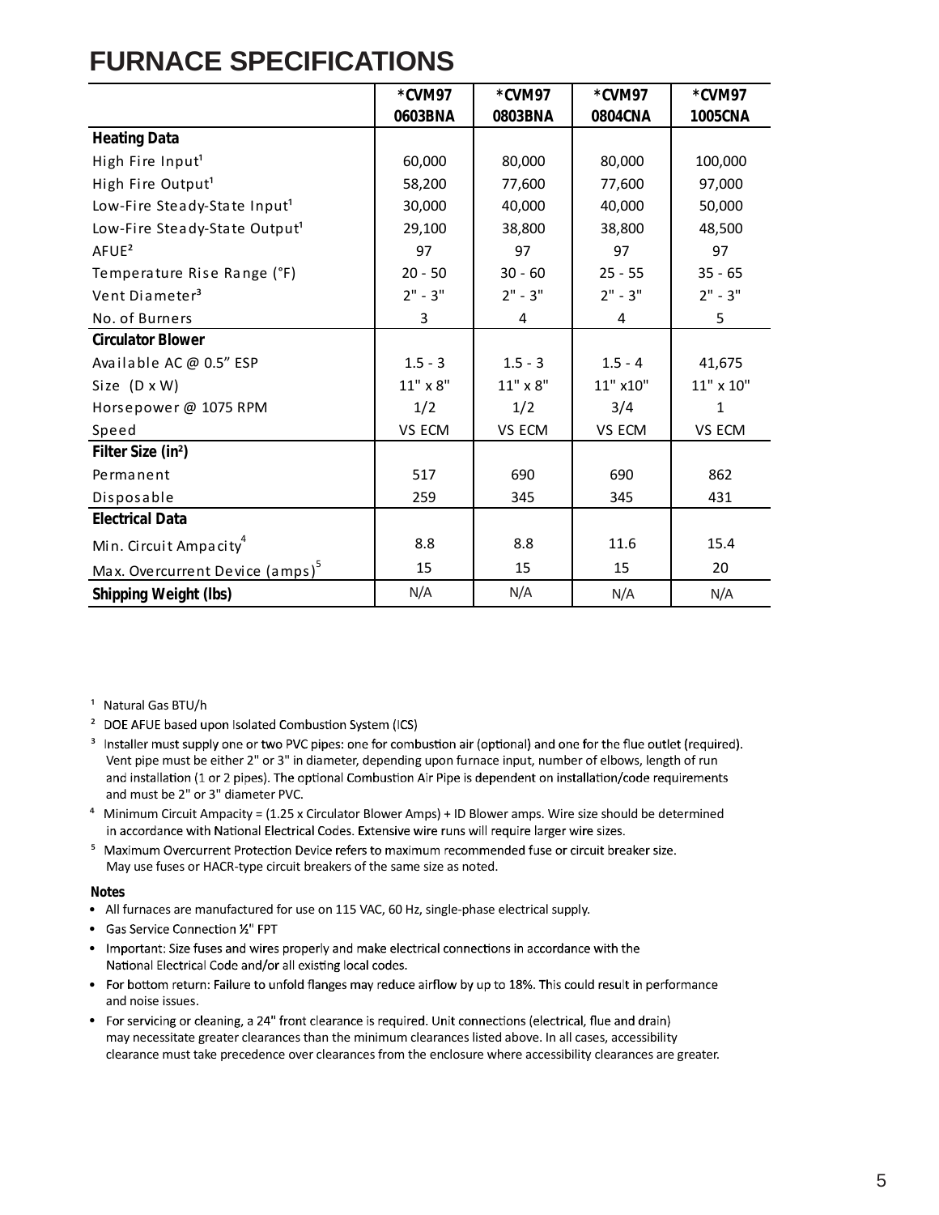# FURNACE SPECIFICATIONS

| | *CVM97 0603BNA | *CVM97 0803BNA | *CVM97 0804CNA | *CVM97 1005CNA |
|---|---|---|---|---|
| **Heating Data** | | | | |
| High Fire Input[1] | 60,000 | 80,000 | 80,000 | 100,000 |
| High Fire Output[1] | 58,200 | 77,600 | 77,600 | 97,000 |
| Low-Fire Steady-State Input[1] | 30,000 | 40,000 | 40,000 | 50,000 |
| Low-Fire Steady-State Output[1] | 29,100 | 38,800 | 38,800 | 48,500 |
| AFUE[2] | 97 | 97 | 97 | 97 |
| Temperature Rise Range (°F) | 20 - 50 | 30 - 60 | 25 - 55 | 35 - 65 |
| Vent Diameter[3] | 2" - 3" | 2" - 3" | 2" - 3" | 2" - 3" |
| No. of Burners | 3 | 4 | 4 | 5 |
| **Circulator Blower** | | | | |
| Available AC @ 0.5" ESP | 1.5 - 3 | 1.5 - 3 | 1.5 - 4 | 41,675 |
| Size (D x W) | 11" x 8" | 11" x 8" | 11" x10" | 11" x 10" |
| Horsepower @ 1075 RPM | 1/2 | 1/2 | 3/4 | 1 |
| Speed | VS ECM | VS ECM | VS ECM | VS ECM |
| **Filter Size (in²)** | | | | |
| Permanent | 517 | 690 | 690 | 862 |
| Disposable | 259 | 345 | 345 | 431 |
| **Electrical Data** | | | | |
| Min. Circuit Ampacity[4] | 8.8 | 8.8 | 11.6 | 15.4 |
| Max. Overcurrent Device (amps)[5] | 15 | 15 | 15 | 20 |
| **Shipping Weight (lbs)** | N/A | N/A | N/A | N/A |

[1] Natural Gas BTU/h

[2] DOE AFUE based upon Isolated Combustion System (ICS)

[3] Installer must supply one or two PVC pipes: one for combustion air (optional) and one for the flue outlet (required). Vent pipe must be either 2" or 3" in diameter, depending upon furnace input, number of elbows, length of run and installation (1 or 2 pipes). The optional Combustion Air Pipe is dependent on installation/code requirements and must be 2" or 3" diameter PVC.

[4] Minimum Circuit Ampacity = (1.25 x Circulator Blower Amps) + ID Blower amps. Wire size should be determined in accordance with National Electrical Codes. Extensive wire runs will require larger wire sizes.

[5] Maximum Overcurrent Protection Device refers to maximum recommended fuse or circuit breaker size. May use fuses or HACR-type circuit breakers of the same size as noted.

**Notes**

- All furnaces are manufactured for use on 115 VAC, 60 Hz, single-phase electrical supply.
- Gas Service Connection ½" FPT
- Important: Size fuses and wires properly and make electrical connections in accordance with the National Electrical Code and/or all existing local codes.
- For bottom return: Failure to unfold flanges may reduce airflow by up to 18%. This could result in performance and noise issues.
- For servicing or cleaning, a 24" front clearance is required. Unit connections (electrical, flue and drain) may necessitate greater clearances than the minimum clearances listed above. In all cases, accessibility clearance must take precedence over clearances from the enclosure where accessibility clearances are greater.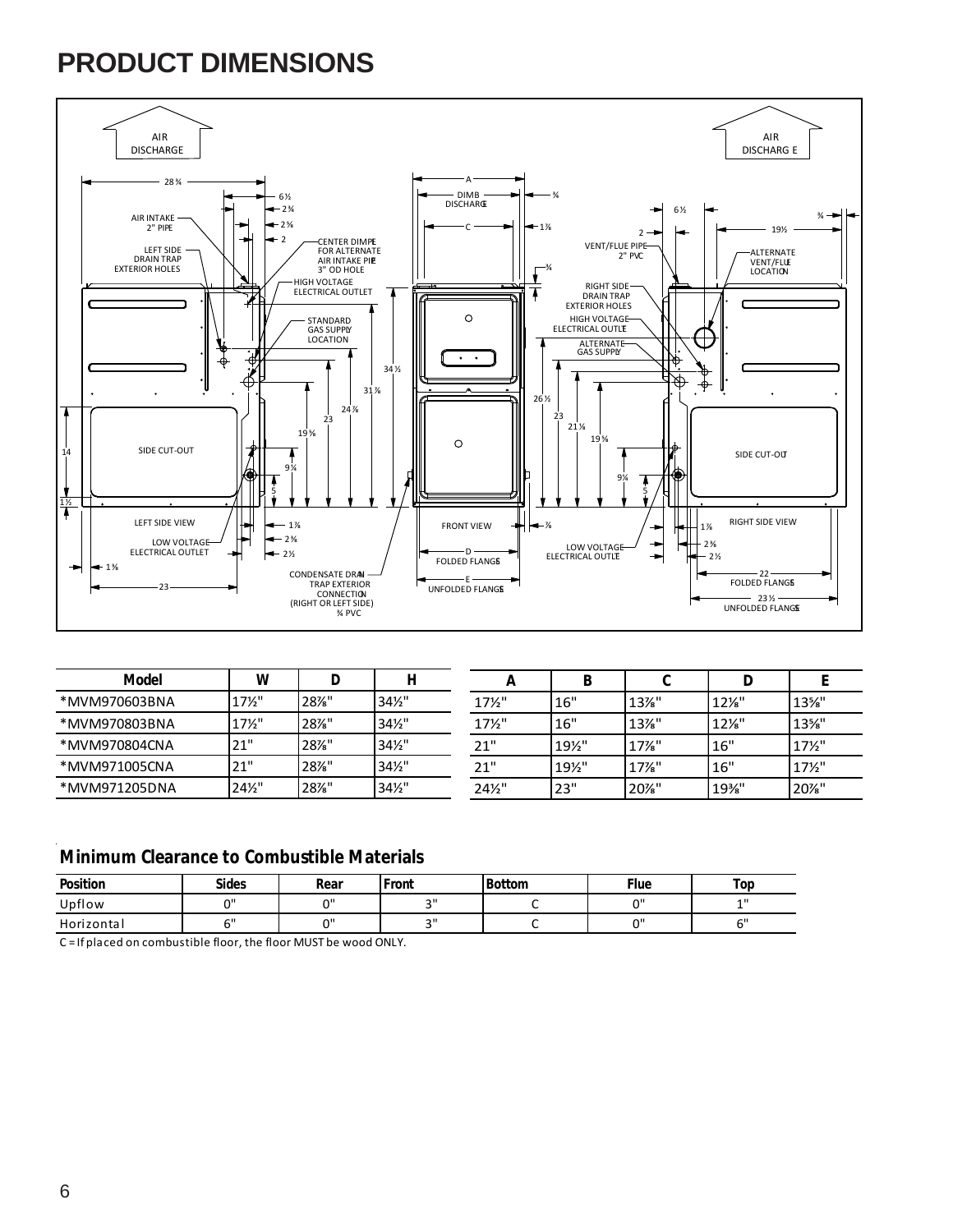# PRODUCT DIMENSIONS

| Model | W | D | H |
|---|---|---|---|
| *MVM970603BNA | 17½" | 28⅞" | 34½" |
| *MVM970803BNA | 17½" | 28⅞" | 34½" |
| *MVM970804CNA | 21" | 28⅞" | 34½" |
| *MVM971005CNA | 21" | 28⅞" | 34½" |
| *MVM971205DNA | 24½" | 28⅞" | 34½" |

| A | B | C | D | E |
|---|---|---|---|---|
| 17½" | 16" | 13⅞" | 12⅛" | 13⅝" |
| 17½" | 16" | 13⅞" | 12⅛" | 13⅝" |
| 21" | 19½" | 17⅞" | 16" | 17½" |
| 21" | 19½" | 17⅞" | 16" | 17½" |
| 24½" | 23" | 20⅞" | 19⅜" | 20⅞" |

## Minimum Clearance to Combustible Materials

| Position | Sides | Rear | Front | Bottom | Flue | Top |
|---|---|---|---|---|---|---|
| Upflow | 0" | 0" | 3" | C | 0" | 1" |
| Horizontal | 6" | 0" | 3" | C | 0" | 6" |

C = If placed on combustible floor, the floor MUST be wood ONLY.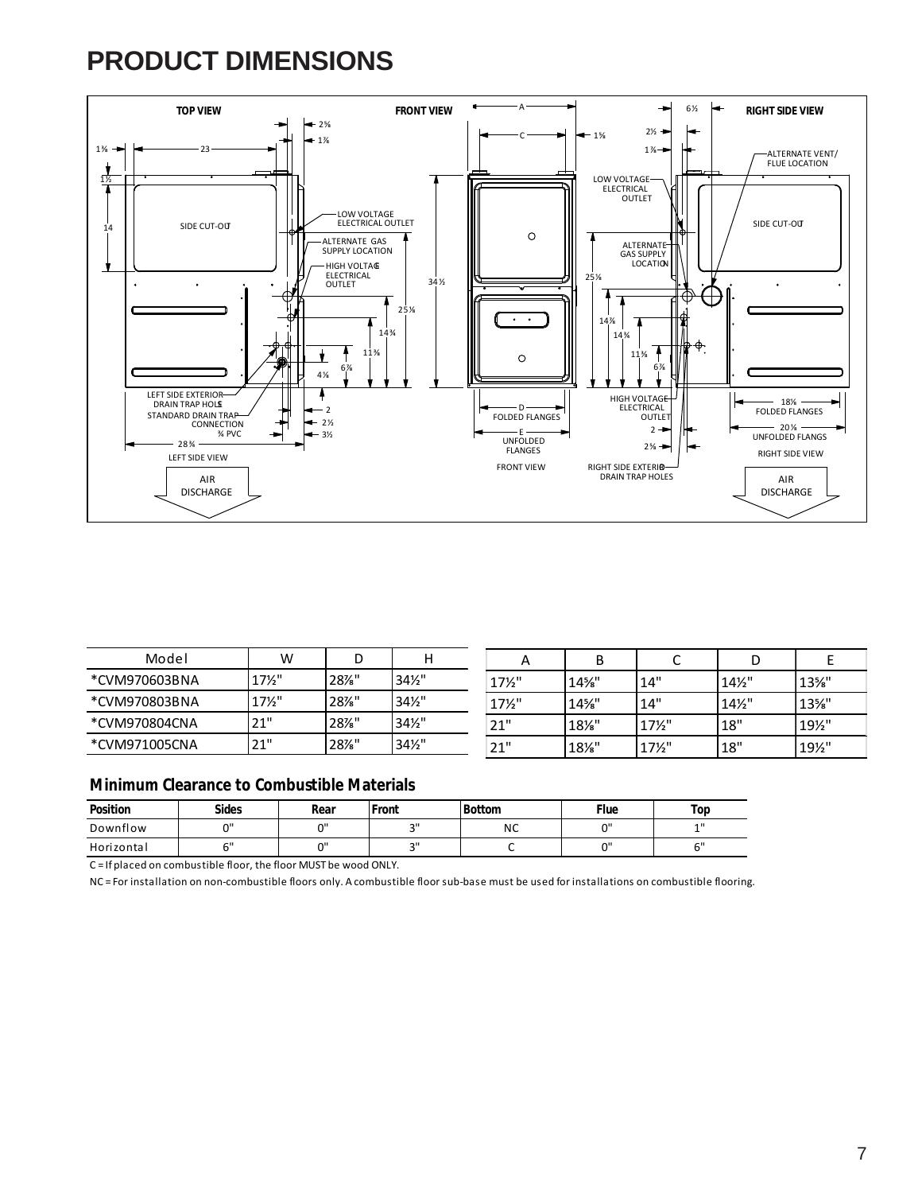# PRODUCT DIMENSIONS

TOP VIEW

FRONT VIEW

RIGHT SIDE VIEW

SIDE CUT-OUT

LOW VOLTAGE ELECTRICAL OUTLET

ALTERNATE GAS SUPPLY LOCATION

HIGH VOLTAGE ELECTRICAL OUTLET

ALTERNATE VENT/ FLUE LOCATION

LEFT SIDE EXTERIOR DRAIN TRAP HOLES

STANDARD DRAIN TRAP CONNECTION ¾ PVC

LEFT SIDE VIEW

D FOLDED FLANGES

E UNFOLDED FLANGES

FRONT VIEW

RIGHT SIDE EXTERIOR DRAIN TRAP HOLES

18⅞ FOLDED FLANGES

20¾ UNFOLDED FLANGS

RIGHT SIDE VIEW

AIR DISCHARGE

AIR DISCHARGE

| Model | W | D | H | A | B | C | D | E |
|---|---|---|---|---|---|---|---|---|
| *CVM970603BNA | 17½" | 28⅞" | 34½" | 17½" | 14⅝" | 14" | 14½" | 13⅝" |
| *CVM970803BNA | 17½" | 28⅞" | 34½" | 17½" | 14⅝" | 14" | 14½" | 13⅝" |
| *CVM970804CNA | 21" | 28⅞" | 34½" | 21" | 18⅛" | 17½" | 18" | 19½" |
| *CVM971005CNA | 21" | 28⅞" | 34½" | 21" | 18⅛" | 17½" | 18" | 19½" |

## Minimum Clearance to Combustible Materials

| Position | Sides | Rear | Front | Bottom | Flue | Top |
|---|---|---|---|---|---|---|
| Downflow | 0" | 0" | 3" | NC | 0" | 1" |
| Horizontal | 6" | 0" | 3" | C | 0" | 6" |

C = If placed on combustible floor, the floor MUST be wood ONLY.

NC = For installation on non-combustible floors only. A combustible floor sub-base must be used for installations on combustible flooring.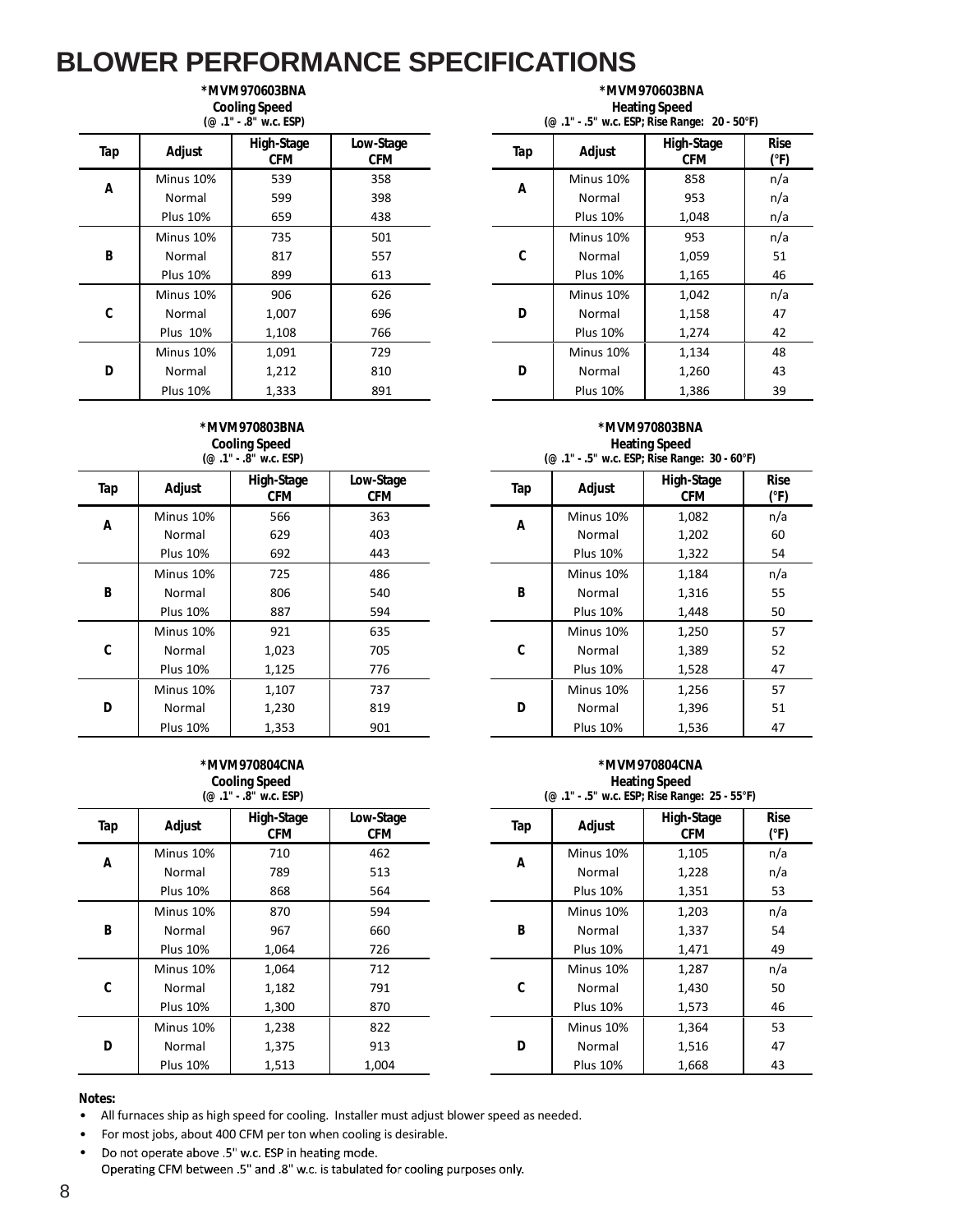# BLOWER PERFORMANCE SPECIFICATIONS

**\*MVM970603BNA**
**Cooling Speed**
**(@ .1" - .8" w.c. ESP)**

| Tap | Adjust | High-Stage CFM | Low-Stage CFM |
|---|---|---|---|
| A | Minus 10% | 539 | 358 |
| | Normal | 599 | 398 |
| | Plus 10% | 659 | 438 |
| B | Minus 10% | 735 | 501 |
| | Normal | 817 | 557 |
| | Plus 10% | 899 | 613 |
| C | Minus 10% | 906 | 626 |
| | Normal | 1,007 | 696 |
| | Plus 10% | 1,108 | 766 |
| D | Minus 10% | 1,091 | 729 |
| | Normal | 1,212 | 810 |
| | Plus 10% | 1,333 | 891 |

**\*MVM970603BNA**
**Heating Speed**
**(@ .1" - .5" w.c. ESP; Rise Range: 20 - 50°F)**

| Tap | Adjust | High-Stage CFM | Rise (°F) |
|---|---|---|---|
| A | Minus 10% | 858 | n/a |
| | Normal | 953 | n/a |
| | Plus 10% | 1,048 | n/a |
| C | Minus 10% | 953 | n/a |
| | Normal | 1,059 | 51 |
| | Plus 10% | 1,165 | 46 |
| D | Minus 10% | 1,042 | n/a |
| | Normal | 1,158 | 47 |
| | Plus 10% | 1,274 | 42 |
| D | Minus 10% | 1,134 | 48 |
| | Normal | 1,260 | 43 |
| | Plus 10% | 1,386 | 39 |

**\*MVM970803BNA**
**Cooling Speed**
**(@ .1" - .8" w.c. ESP)**

| Tap | Adjust | High-Stage CFM | Low-Stage CFM |
|---|---|---|---|
| A | Minus 10% | 566 | 363 |
| | Normal | 629 | 403 |
| | Plus 10% | 692 | 443 |
| B | Minus 10% | 725 | 486 |
| | Normal | 806 | 540 |
| | Plus 10% | 887 | 594 |
| C | Minus 10% | 921 | 635 |
| | Normal | 1,023 | 705 |
| | Plus 10% | 1,125 | 776 |
| D | Minus 10% | 1,107 | 737 |
| | Normal | 1,230 | 819 |
| | Plus 10% | 1,353 | 901 |

**\*MVM970803BNA**
**Heating Speed**
**(@ .1" - .5" w.c. ESP; Rise Range: 30 - 60°F)**

| Tap | Adjust | High-Stage CFM | Rise (°F) |
|---|---|---|---|
| A | Minus 10% | 1,082 | n/a |
| | Normal | 1,202 | 60 |
| | Plus 10% | 1,322 | 54 |
| B | Minus 10% | 1,184 | n/a |
| | Normal | 1,316 | 55 |
| | Plus 10% | 1,448 | 50 |
| C | Minus 10% | 1,250 | 57 |
| | Normal | 1,389 | 52 |
| | Plus 10% | 1,528 | 47 |
| D | Minus 10% | 1,256 | 57 |
| | Normal | 1,396 | 51 |
| | Plus 10% | 1,536 | 47 |

**\*MVM970804CNA**
**Cooling Speed**
**(@ .1" - .8" w.c. ESP)**

| Tap | Adjust | High-Stage CFM | Low-Stage CFM |
|---|---|---|---|
| A | Minus 10% | 710 | 462 |
| | Normal | 789 | 513 |
| | Plus 10% | 868 | 564 |
| B | Minus 10% | 870 | 594 |
| | Normal | 967 | 660 |
| | Plus 10% | 1,064 | 726 |
| C | Minus 10% | 1,064 | 712 |
| | Normal | 1,182 | 791 |
| | Plus 10% | 1,300 | 870 |
| D | Minus 10% | 1,238 | 822 |
| | Normal | 1,375 | 913 |
| | Plus 10% | 1,513 | 1,004 |

**\*MVM970804CNA**
**Heating Speed**
**(@ .1" - .5" w.c. ESP; Rise Range: 25 - 55°F)**

| Tap | Adjust | High-Stage CFM | Rise (°F) |
|---|---|---|---|
| A | Minus 10% | 1,105 | n/a |
| | Normal | 1,228 | n/a |
| | Plus 10% | 1,351 | 53 |
| B | Minus 10% | 1,203 | n/a |
| | Normal | 1,337 | 54 |
| | Plus 10% | 1,471 | 49 |
| C | Minus 10% | 1,287 | n/a |
| | Normal | 1,430 | 50 |
| | Plus 10% | 1,573 | 46 |
| D | Minus 10% | 1,364 | 53 |
| | Normal | 1,516 | 47 |
| | Plus 10% | 1,668 | 43 |

**Notes:**

- All furnaces ship as high speed for cooling. Installer must adjust blower speed as needed.
- For most jobs, about 400 CFM per ton when cooling is desirable.
- Do not operate above .5" w.c. ESP in heating mode.
  Operating CFM between .5" and .8" w.c. is tabulated for cooling purposes only.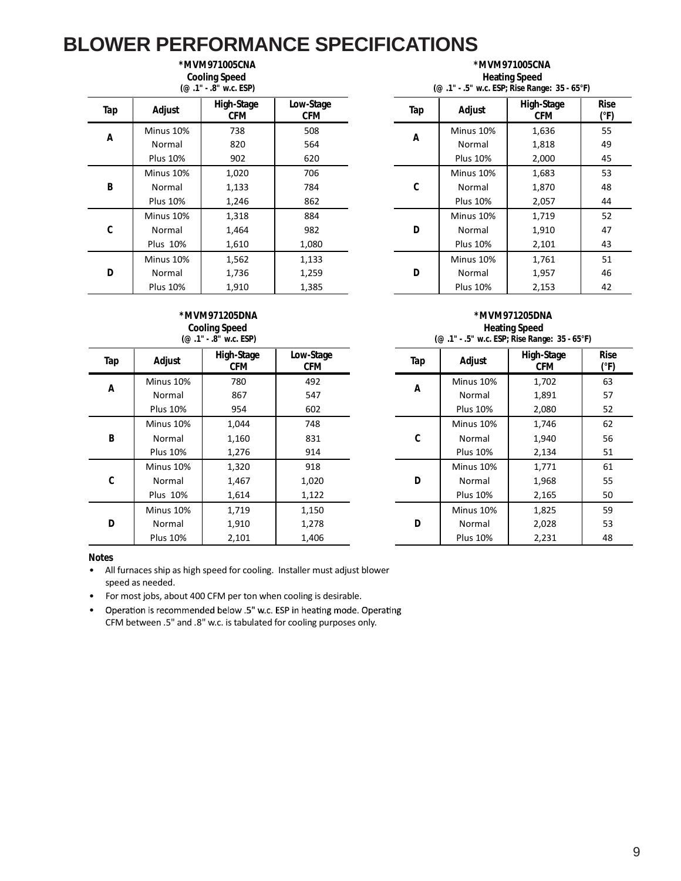# BLOWER PERFORMANCE SPECIFICATIONS

**\*MVM971005CNA**
**Cooling Speed**
**(@ .1" - .8" w.c. ESP)**

| Tap | Adjust | High-Stage CFM | Low-Stage CFM |
|---|---|---|---|
| A | Minus 10% | 738 | 508 |
| | Normal | 820 | 564 |
| | Plus 10% | 902 | 620 |
| B | Minus 10% | 1,020 | 706 |
| | Normal | 1,133 | 784 |
| | Plus 10% | 1,246 | 862 |
| C | Minus 10% | 1,318 | 884 |
| | Normal | 1,464 | 982 |
| | Plus 10% | 1,610 | 1,080 |
| D | Minus 10% | 1,562 | 1,133 |
| | Normal | 1,736 | 1,259 |
| | Plus 10% | 1,910 | 1,385 |

**\*MVM971005CNA**
**Heating Speed**
**(@ .1" - .5" w.c. ESP; Rise Range: 35 - 65°F)**

| Tap | Adjust | High-Stage CFM | Rise (°F) |
|---|---|---|---|
| A | Minus 10% | 1,636 | 55 |
| | Normal | 1,818 | 49 |
| | Plus 10% | 2,000 | 45 |
| C | Minus 10% | 1,683 | 53 |
| | Normal | 1,870 | 48 |
| | Plus 10% | 2,057 | 44 |
| D | Minus 10% | 1,719 | 52 |
| | Normal | 1,910 | 47 |
| | Plus 10% | 2,101 | 43 |
| D | Minus 10% | 1,761 | 51 |
| | Normal | 1,957 | 46 |
| | Plus 10% | 2,153 | 42 |

**\*MVM971205DNA**
**Cooling Speed**
**(@ .1" - .8" w.c. ESP)**

| Tap | Adjust | High-Stage CFM | Low-Stage CFM |
|---|---|---|---|
| A | Minus 10% | 780 | 492 |
| | Normal | 867 | 547 |
| | Plus 10% | 954 | 602 |
| B | Minus 10% | 1,044 | 748 |
| | Normal | 1,160 | 831 |
| | Plus 10% | 1,276 | 914 |
| C | Minus 10% | 1,320 | 918 |
| | Normal | 1,467 | 1,020 |
| | Plus 10% | 1,614 | 1,122 |
| D | Minus 10% | 1,719 | 1,150 |
| | Normal | 1,910 | 1,278 |
| | Plus 10% | 2,101 | 1,406 |

**\*MVM971205DNA**
**Heating Speed**
**(@ .1" - .5" w.c. ESP; Rise Range: 35 - 65°F)**

| Tap | Adjust | High-Stage CFM | Rise (°F) |
|---|---|---|---|
| A | Minus 10% | 1,702 | 63 |
| | Normal | 1,891 | 57 |
| | Plus 10% | 2,080 | 52 |
| C | Minus 10% | 1,746 | 62 |
| | Normal | 1,940 | 56 |
| | Plus 10% | 2,134 | 51 |
| D | Minus 10% | 1,771 | 61 |
| | Normal | 1,968 | 55 |
| | Plus 10% | 2,165 | 50 |
| D | Minus 10% | 1,825 | 59 |
| | Normal | 2,028 | 53 |
| | Plus 10% | 2,231 | 48 |

**Notes**

- All furnaces ship as high speed for cooling. Installer must adjust blower speed as needed.
- For most jobs, about 400 CFM per ton when cooling is desirable.
- Operation is recommended below .5" w.c. ESP in heating mode. Operating CFM between .5" and .8" w.c. is tabulated for cooling purposes only.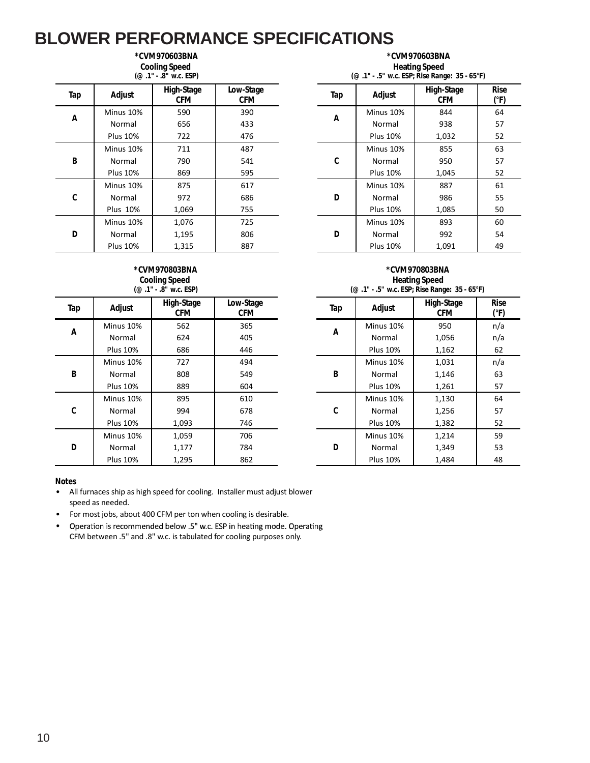# BLOWER PERFORMANCE SPECIFICATIONS

**\*CVM970603BNA**
**Cooling Speed**
**(@ .1" - .8" w.c. ESP)**

| Tap | Adjust | High-Stage CFM | Low-Stage CFM |
|---|---|---|---|
| A | Minus 10% | 590 | 390 |
| | Normal | 656 | 433 |
| | Plus 10% | 722 | 476 |
| B | Minus 10% | 711 | 487 |
| | Normal | 790 | 541 |
| | Plus 10% | 869 | 595 |
| C | Minus 10% | 875 | 617 |
| | Normal | 972 | 686 |
| | Plus 10% | 1,069 | 755 |
| D | Minus 10% | 1,076 | 725 |
| | Normal | 1,195 | 806 |
| | Plus 10% | 1,315 | 887 |

**\*CVM970603BNA**
**Heating Speed**
**(@ .1" - .5" w.c. ESP; Rise Range: 35 - 65°F)**

| Tap | Adjust | High-Stage CFM | Rise (°F) |
|---|---|---|---|
| A | Minus 10% | 844 | 64 |
| | Normal | 938 | 57 |
| | Plus 10% | 1,032 | 52 |
| C | Minus 10% | 855 | 63 |
| | Normal | 950 | 57 |
| | Plus 10% | 1,045 | 52 |
| D | Minus 10% | 887 | 61 |
| | Normal | 986 | 55 |
| | Plus 10% | 1,085 | 50 |
| D | Minus 10% | 893 | 60 |
| | Normal | 992 | 54 |
| | Plus 10% | 1,091 | 49 |

**\*CVM970803BNA**
**Cooling Speed**
**(@ .1" - .8" w.c. ESP)**

| Tap | Adjust | High-Stage CFM | Low-Stage CFM |
|---|---|---|---|
| A | Minus 10% | 562 | 365 |
| | Normal | 624 | 405 |
| | Plus 10% | 686 | 446 |
| B | Minus 10% | 727 | 494 |
| | Normal | 808 | 549 |
| | Plus 10% | 889 | 604 |
| C | Minus 10% | 895 | 610 |
| | Normal | 994 | 678 |
| | Plus 10% | 1,093 | 746 |
| D | Minus 10% | 1,059 | 706 |
| | Normal | 1,177 | 784 |
| | Plus 10% | 1,295 | 862 |

**\*CVM970803BNA**
**Heating Speed**
**(@ .1" - .5" w.c. ESP; Rise Range: 35 - 65°F)**

| Tap | Adjust | High-Stage CFM | Rise (°F) |
|---|---|---|---|
| A | Minus 10% | 950 | n/a |
| | Normal | 1,056 | n/a |
| | Plus 10% | 1,162 | 62 |
| B | Minus 10% | 1,031 | n/a |
| | Normal | 1,146 | 63 |
| | Plus 10% | 1,261 | 57 |
| C | Minus 10% | 1,130 | 64 |
| | Normal | 1,256 | 57 |
| | Plus 10% | 1,382 | 52 |
| D | Minus 10% | 1,214 | 59 |
| | Normal | 1,349 | 53 |
| | Plus 10% | 1,484 | 48 |

**Notes**

- All furnaces ship as high speed for cooling. Installer must adjust blower speed as needed.
- For most jobs, about 400 CFM per ton when cooling is desirable.
- Operation is recommended below .5" w.c. ESP in heating mode. Operating CFM between .5" and .8" w.c. is tabulated for cooling purposes only.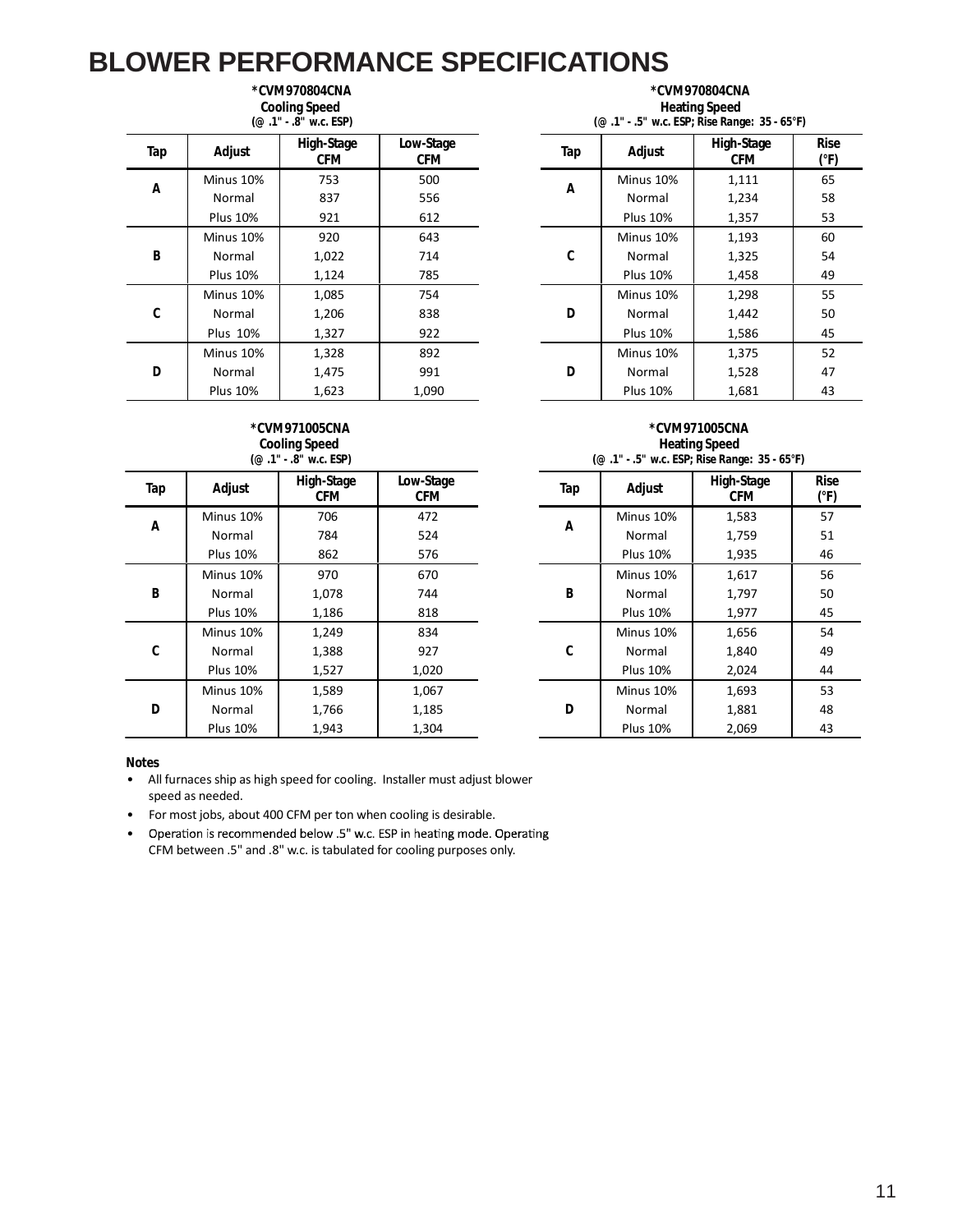# BLOWER PERFORMANCE SPECIFICATIONS

**\*CVM970804CNA**
**Cooling Speed**
**(@ .1" - .8" w.c. ESP)**

| Tap | Adjust | High-Stage CFM | Low-Stage CFM |
|---|---|---|---|
| A | Minus 10% | 753 | 500 |
| | Normal | 837 | 556 |
| | Plus 10% | 921 | 612 |
| B | Minus 10% | 920 | 643 |
| | Normal | 1,022 | 714 |
| | Plus 10% | 1,124 | 785 |
| C | Minus 10% | 1,085 | 754 |
| | Normal | 1,206 | 838 |
| | Plus 10% | 1,327 | 922 |
| D | Minus 10% | 1,328 | 892 |
| | Normal | 1,475 | 991 |
| | Plus 10% | 1,623 | 1,090 |

**\*CVM970804CNA**
**Heating Speed**
**(@ .1" - .5" w.c. ESP; Rise Range: 35 - 65°F)**

| Tap | Adjust | High-Stage CFM | Rise (°F) |
|---|---|---|---|
| A | Minus 10% | 1,111 | 65 |
| | Normal | 1,234 | 58 |
| | Plus 10% | 1,357 | 53 |
| C | Minus 10% | 1,193 | 60 |
| | Normal | 1,325 | 54 |
| | Plus 10% | 1,458 | 49 |
| D | Minus 10% | 1,298 | 55 |
| | Normal | 1,442 | 50 |
| | Plus 10% | 1,586 | 45 |
| D | Minus 10% | 1,375 | 52 |
| | Normal | 1,528 | 47 |
| | Plus 10% | 1,681 | 43 |

**\*CVM971005CNA**
**Cooling Speed**
**(@ .1" - .8" w.c. ESP)**

| Tap | Adjust | High-Stage CFM | Low-Stage CFM |
|---|---|---|---|
| A | Minus 10% | 706 | 472 |
| | Normal | 784 | 524 |
| | Plus 10% | 862 | 576 |
| B | Minus 10% | 970 | 670 |
| | Normal | 1,078 | 744 |
| | Plus 10% | 1,186 | 818 |
| C | Minus 10% | 1,249 | 834 |
| | Normal | 1,388 | 927 |
| | Plus 10% | 1,527 | 1,020 |
| D | Minus 10% | 1,589 | 1,067 |
| | Normal | 1,766 | 1,185 |
| | Plus 10% | 1,943 | 1,304 |

**\*CVM971005CNA**
**Heating Speed**
**(@ .1" - .5" w.c. ESP; Rise Range: 35 - 65°F)**

| Tap | Adjust | High-Stage CFM | Rise (°F) |
|---|---|---|---|
| A | Minus 10% | 1,583 | 57 |
| | Normal | 1,759 | 51 |
| | Plus 10% | 1,935 | 46 |
| B | Minus 10% | 1,617 | 56 |
| | Normal | 1,797 | 50 |
| | Plus 10% | 1,977 | 45 |
| C | Minus 10% | 1,656 | 54 |
| | Normal | 1,840 | 49 |
| | Plus 10% | 2,024 | 44 |
| D | Minus 10% | 1,693 | 53 |
| | Normal | 1,881 | 48 |
| | Plus 10% | 2,069 | 43 |

**Notes**

- All furnaces ship as high speed for cooling. Installer must adjust blower speed as needed.
- For most jobs, about 400 CFM per ton when cooling is desirable.
- Operation is recommended below .5" w.c. ESP in heating mode. Operating CFM between .5" and .8" w.c. is tabulated for cooling purposes only.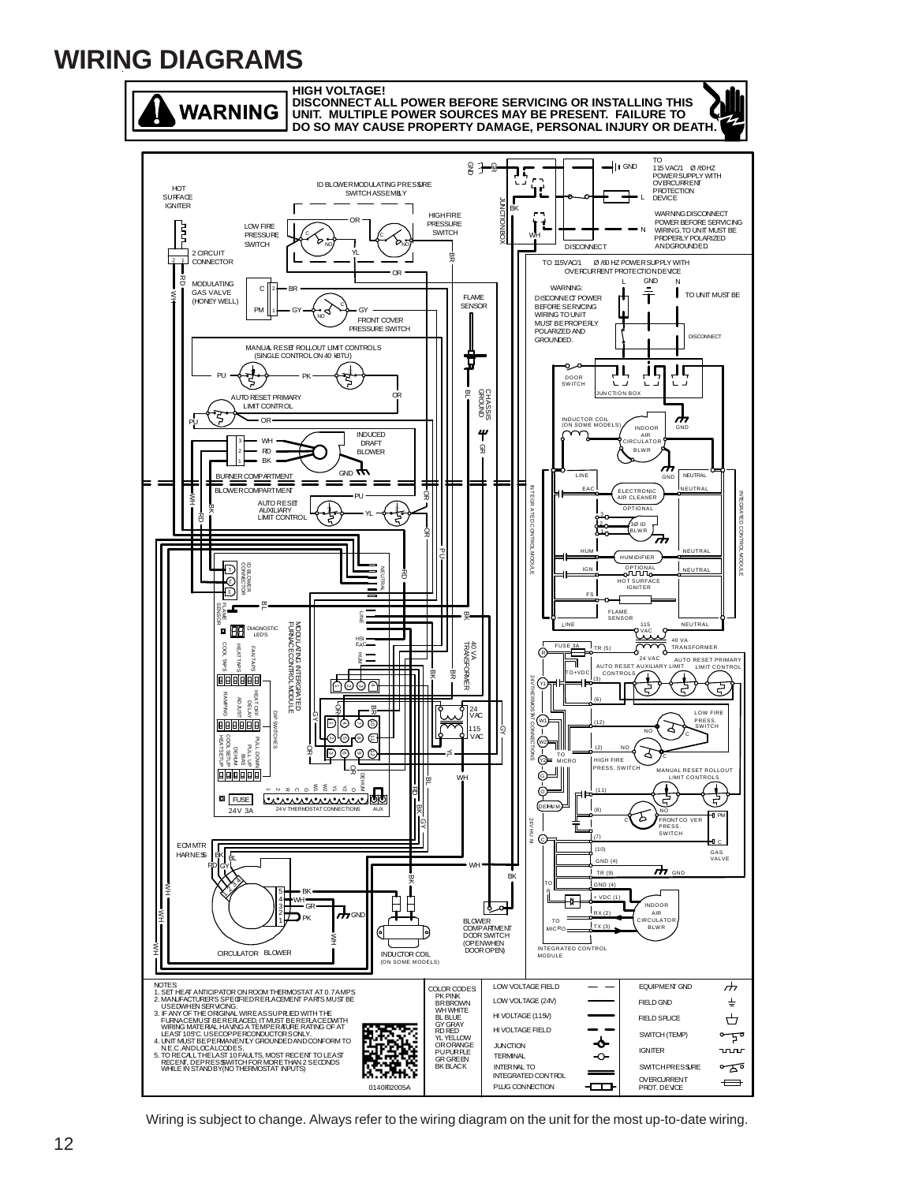# WIRING DIAGRAMS

**WARNING**

**HIGH VOLTAGE!**
**DISCONNECT ALL POWER BEFORE SERVICING OR INSTALLING THIS UNIT. MULTIPLE POWER SOURCES MAY BE PRESENT. FAILURE TO DO SO MAY CAUSE PROPERTY DAMAGE, PERSONAL INJURY OR DEATH.**

NOTES:
1. SET HEAT ANTICIPATOR ON ROOM THERMOSTAT AT 0.7 AMPS
2. MANUFACTURER'S SPECIFIED REPLACEMENT PARTS MUST BE USED WHEN SERVICING.
3. IF ANY OF THE ORIGINAL WIRE AS SUPPLIED WITH THE FURNACE MUST BE REPLACED, IT MUST BE REPLACED WITH WIRING MATERIAL HAVING A TEMPERATURE RATING OF AT LEAST 105°C. USE COPPER CONDUCTORS ONLY.
4. UNIT MUST BE PERMANENTLY GROUNDED AND CONFORM TO N.E.C. AND LOCAL CODES.
5. TO RECALL THE LAST 10 FAULTS, MOST RECENT TO LEAST RECENT, DEPRESS SWITCH FOR MORE THAN 2 SECONDS WHILE IN STANDBY (NO THERMOSTAT INPUTS)

COLOR CODES:
PK PINK
BR BROWN
WH WHITE
BL BLUE
GY GRAY
RD RED
YL YELLOW
OR ORANGE
PU PURPLE
GR GREEN
BK BLACK

LOW VOLTAGE FIELD
LOW VOLTAGE (24V)
HI VOLTAGE (115V)
HI VOLTAGE FIELD
JUNCTION
TERMINAL
INTERNAL TO INTEGRATED CONTROL
PLUG CONNECTION

EQUIPMENT GND
FIELD GND
FIELD SPLICE
SWITCH (TEMP)
IGNITER
SWITCH PRESSURE
OVERCURRENT PROT. DEVICE

0140F02005A

Wiring is subject to change. Always refer to the wiring diagram on the unit for the most up-to-date wiring.